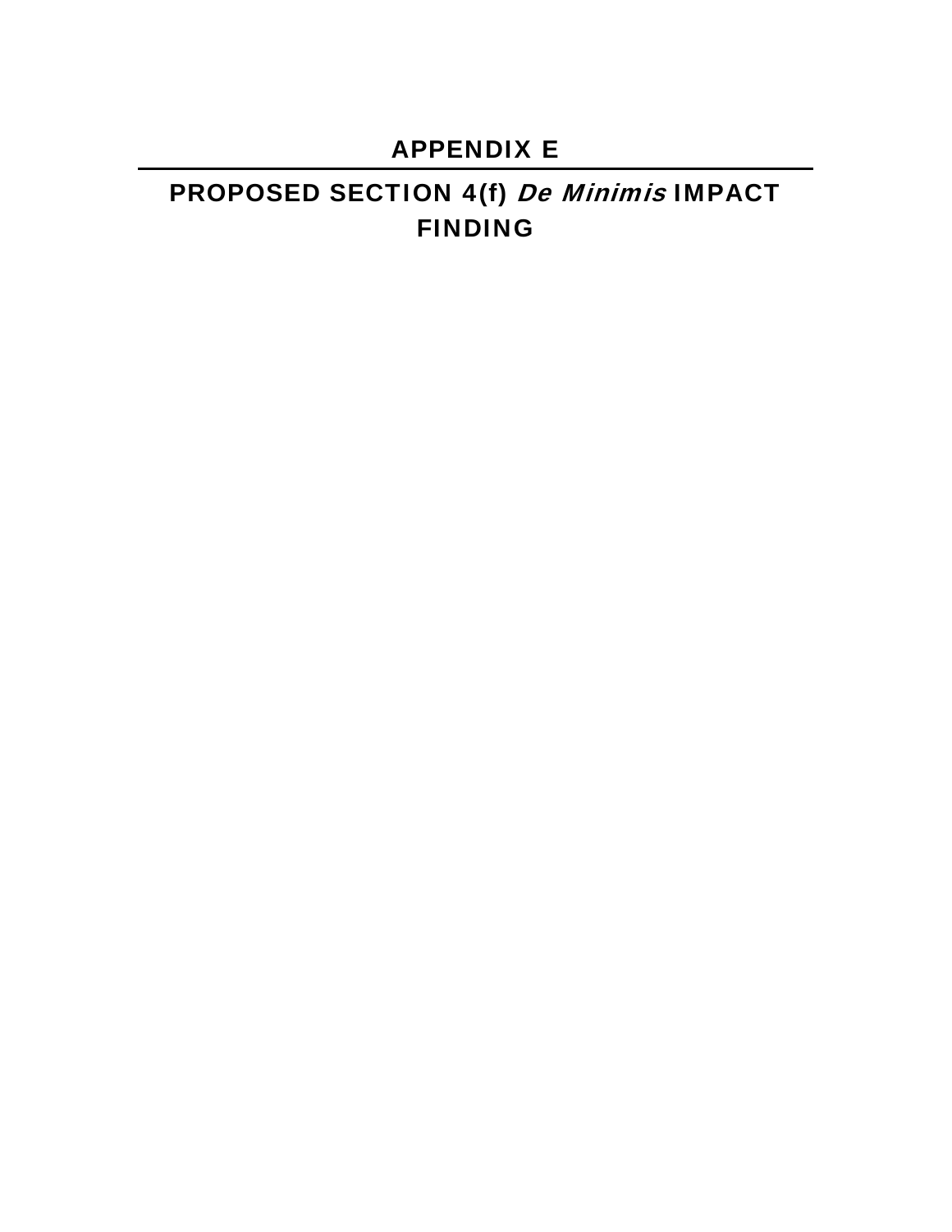# APPENDIX E

# PROPOSED SECTION 4(f) *De Minimis* IMPACT FINDING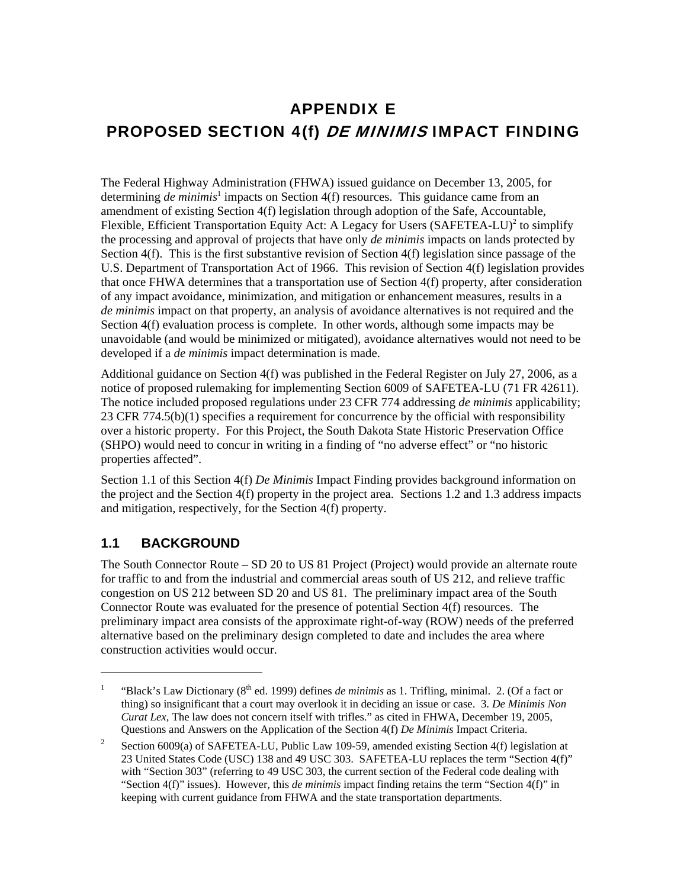# APPENDIX E
# PROPOSED SECTION 4(f) *DE MINIMIS* IMPACT FINDING

The Federal Highway Administration (FHWA) issued guidance on December 13, 2005, for determining *de minimis*[1] impacts on Section 4(f) resources. This guidance came from an amendment of existing Section 4(f) legislation through adoption of the Safe, Accountable, Flexible, Efficient Transportation Equity Act: A Legacy for Users (SAFETEA-LU)[2] to simplify the processing and approval of projects that have only *de minimis* impacts on lands protected by Section 4(f). This is the first substantive revision of Section 4(f) legislation since passage of the U.S. Department of Transportation Act of 1966. This revision of Section 4(f) legislation provides that once FHWA determines that a transportation use of Section 4(f) property, after consideration of any impact avoidance, minimization, and mitigation or enhancement measures, results in a *de minimis* impact on that property, an analysis of avoidance alternatives is not required and the Section 4(f) evaluation process is complete. In other words, although some impacts may be unavoidable (and would be minimized or mitigated), avoidance alternatives would not need to be developed if a *de minimis* impact determination is made.

Additional guidance on Section 4(f) was published in the Federal Register on July 27, 2006, as a notice of proposed rulemaking for implementing Section 6009 of SAFETEA-LU (71 FR 42611). The notice included proposed regulations under 23 CFR 774 addressing *de minimis* applicability; 23 CFR 774.5(b)(1) specifies a requirement for concurrence by the official with responsibility over a historic property. For this Project, the South Dakota State Historic Preservation Office (SHPO) would need to concur in writing in a finding of "no adverse effect" or "no historic properties affected".

Section 1.1 of this Section 4(f) *De Minimis* Impact Finding provides background information on the project and the Section 4(f) property in the project area. Sections 1.2 and 1.3 address impacts and mitigation, respectively, for the Section 4(f) property.

## 1.1 BACKGROUND

The South Connector Route – SD 20 to US 81 Project (Project) would provide an alternate route for traffic to and from the industrial and commercial areas south of US 212, and relieve traffic congestion on US 212 between SD 20 and US 81. The preliminary impact area of the South Connector Route was evaluated for the presence of potential Section 4(f) resources. The preliminary impact area consists of the approximate right-of-way (ROW) needs of the preferred alternative based on the preliminary design completed to date and includes the area where construction activities would occur.

---

[1] "Black's Law Dictionary (8th ed. 1999) defines *de minimis* as 1. Trifling, minimal. 2. (Of a fact or thing) so insignificant that a court may overlook it in deciding an issue or case. 3. *De Minimis Non Curat Lex*, The law does not concern itself with trifles." as cited in FHWA, December 19, 2005, Questions and Answers on the Application of the Section 4(f) *De Minimis* Impact Criteria.

[2] Section 6009(a) of SAFETEA-LU, Public Law 109-59, amended existing Section 4(f) legislation at 23 United States Code (USC) 138 and 49 USC 303. SAFETEA-LU replaces the term "Section 4(f)" with "Section 303" (referring to 49 USC 303, the current section of the Federal code dealing with "Section 4(f)" issues). However, this *de minimis* impact finding retains the term "Section 4(f)" in keeping with current guidance from FHWA and the state transportation departments.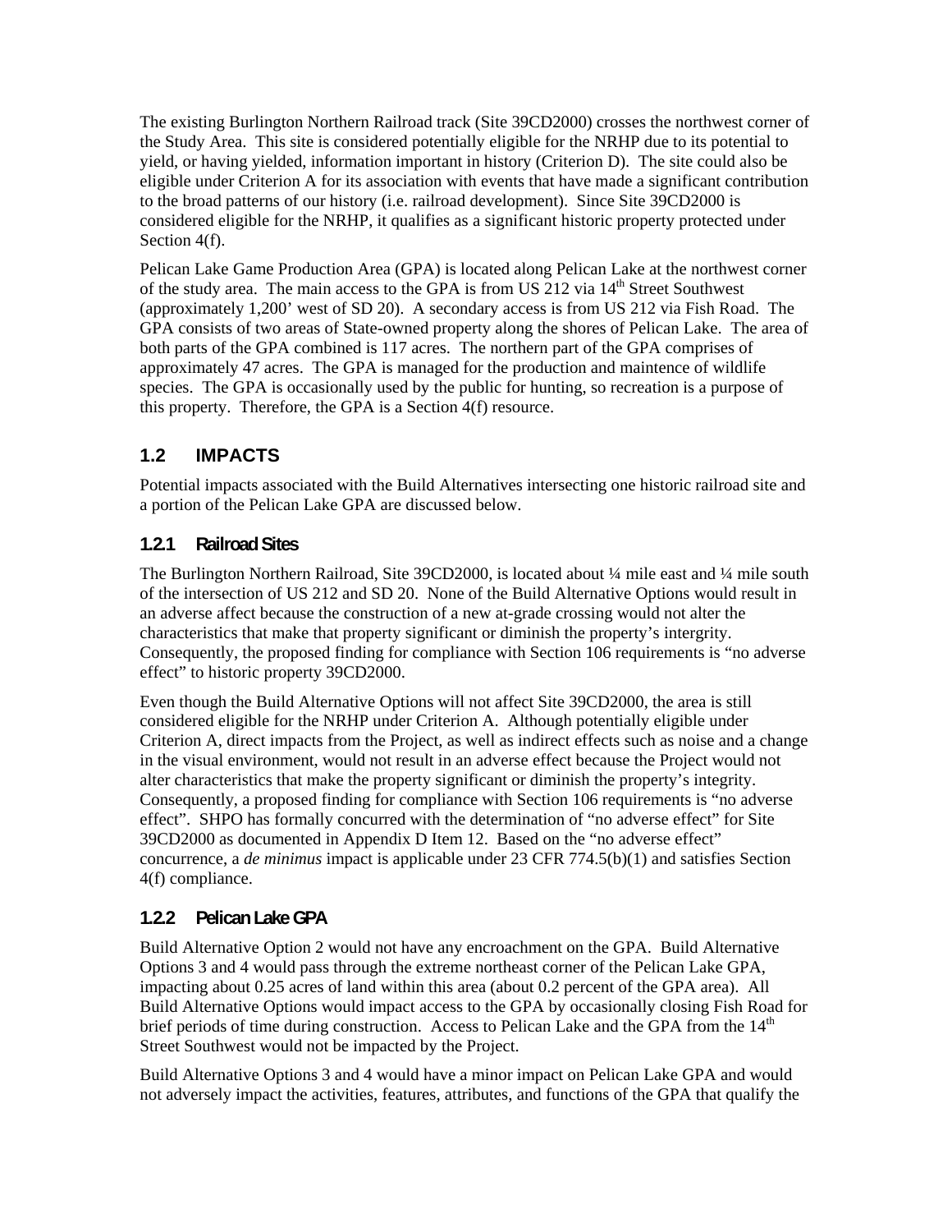The existing Burlington Northern Railroad track (Site 39CD2000) crosses the northwest corner of the Study Area. This site is considered potentially eligible for the NRHP due to its potential to yield, or having yielded, information important in history (Criterion D). The site could also be eligible under Criterion A for its association with events that have made a significant contribution to the broad patterns of our history (i.e. railroad development). Since Site 39CD2000 is considered eligible for the NRHP, it qualifies as a significant historic property protected under Section 4(f).

Pelican Lake Game Production Area (GPA) is located along Pelican Lake at the northwest corner of the study area. The main access to the GPA is from US 212 via 14th Street Southwest (approximately 1,200' west of SD 20). A secondary access is from US 212 via Fish Road. The GPA consists of two areas of State-owned property along the shores of Pelican Lake. The area of both parts of the GPA combined is 117 acres. The northern part of the GPA comprises of approximately 47 acres. The GPA is managed for the production and maintence of wildlife species. The GPA is occasionally used by the public for hunting, so recreation is a purpose of this property. Therefore, the GPA is a Section 4(f) resource.

## 1.2 IMPACTS

Potential impacts associated with the Build Alternatives intersecting one historic railroad site and a portion of the Pelican Lake GPA are discussed below.

### 1.2.1 Railroad Sites

The Burlington Northern Railroad, Site 39CD2000, is located about ¼ mile east and ¼ mile south of the intersection of US 212 and SD 20. None of the Build Alternative Options would result in an adverse affect because the construction of a new at-grade crossing would not alter the characteristics that make that property significant or diminish the property's intergrity. Consequently, the proposed finding for compliance with Section 106 requirements is "no adverse effect" to historic property 39CD2000.

Even though the Build Alternative Options will not affect Site 39CD2000, the area is still considered eligible for the NRHP under Criterion A. Although potentially eligible under Criterion A, direct impacts from the Project, as well as indirect effects such as noise and a change in the visual environment, would not result in an adverse effect because the Project would not alter characteristics that make the property significant or diminish the property's integrity. Consequently, a proposed finding for compliance with Section 106 requirements is "no adverse effect". SHPO has formally concurred with the determination of "no adverse effect" for Site 39CD2000 as documented in Appendix D Item 12. Based on the "no adverse effect" concurrence, a *de minimus* impact is applicable under 23 CFR 774.5(b)(1) and satisfies Section 4(f) compliance.

### 1.2.2 Pelican Lake GPA

Build Alternative Option 2 would not have any encroachment on the GPA. Build Alternative Options 3 and 4 would pass through the extreme northeast corner of the Pelican Lake GPA, impacting about 0.25 acres of land within this area (about 0.2 percent of the GPA area). All Build Alternative Options would impact access to the GPA by occasionally closing Fish Road for brief periods of time during construction. Access to Pelican Lake and the GPA from the 14th Street Southwest would not be impacted by the Project.

Build Alternative Options 3 and 4 would have a minor impact on Pelican Lake GPA and would not adversely impact the activities, features, attributes, and functions of the GPA that qualify the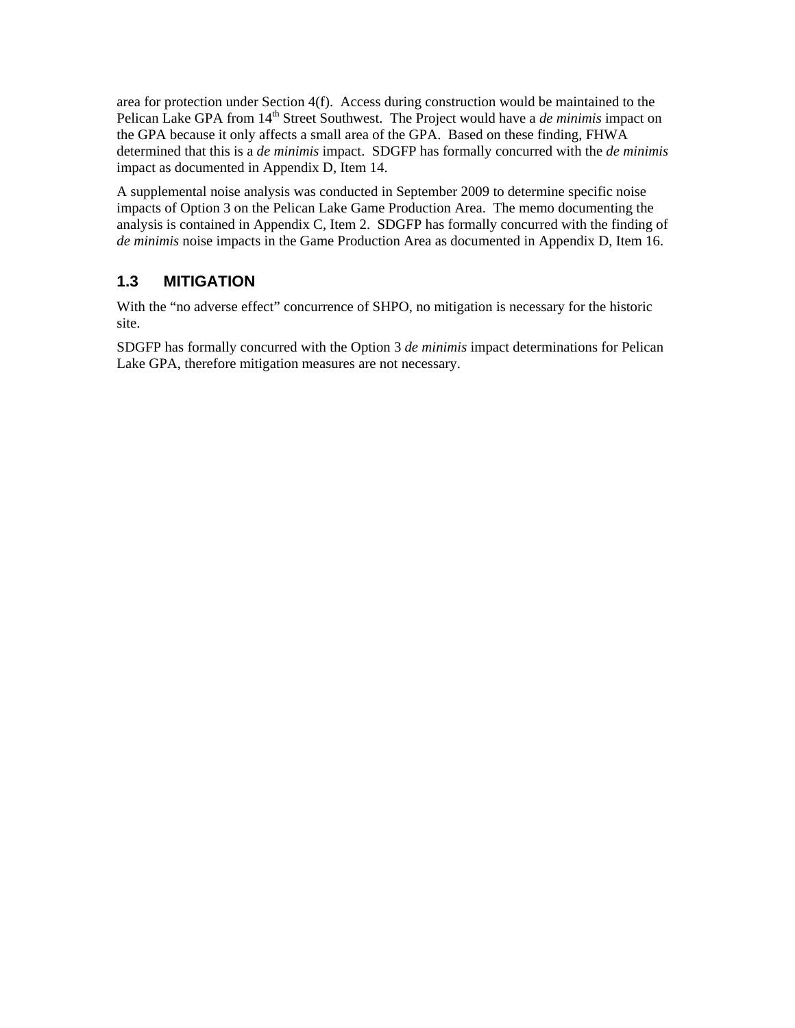area for protection under Section 4(f). Access during construction would be maintained to the Pelican Lake GPA from 14th Street Southwest. The Project would have a *de minimis* impact on the GPA because it only affects a small area of the GPA. Based on these finding, FHWA determined that this is a *de minimis* impact. SDGFP has formally concurred with the *de minimis* impact as documented in Appendix D, Item 14.

A supplemental noise analysis was conducted in September 2009 to determine specific noise impacts of Option 3 on the Pelican Lake Game Production Area. The memo documenting the analysis is contained in Appendix C, Item 2. SDGFP has formally concurred with the finding of *de minimis* noise impacts in the Game Production Area as documented in Appendix D, Item 16.

## 1.3 MITIGATION

With the "no adverse effect" concurrence of SHPO, no mitigation is necessary for the historic site.

SDGFP has formally concurred with the Option 3 *de minimis* impact determinations for Pelican Lake GPA, therefore mitigation measures are not necessary.